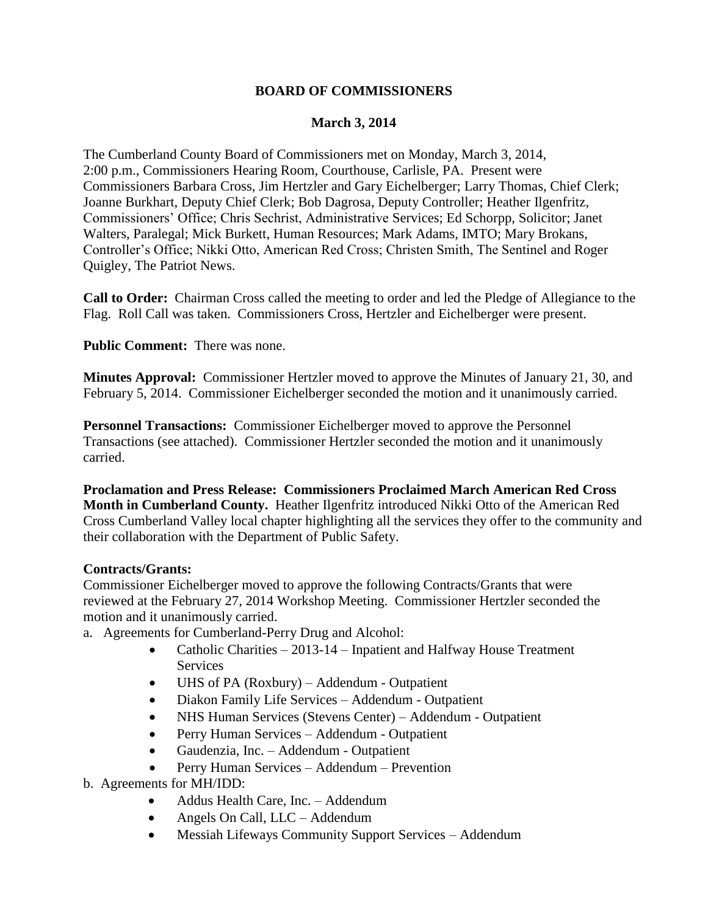# BOARD OF COMMISSIONERS

## March 3, 2014

The Cumberland County Board of Commissioners met on Monday, March 3, 2014, 2:00 p.m., Commissioners Hearing Room, Courthouse, Carlisle, PA. Present were Commissioners Barbara Cross, Jim Hertzler and Gary Eichelberger; Larry Thomas, Chief Clerk; Joanne Burkhart, Deputy Chief Clerk; Bob Dagrosa, Deputy Controller; Heather Ilgenfritz, Commissioners' Office; Chris Sechrist, Administrative Services; Ed Schorpp, Solicitor; Janet Walters, Paralegal; Mick Burkett, Human Resources; Mark Adams, IMTO; Mary Brokans, Controller's Office; Nikki Otto, American Red Cross; Christen Smith, The Sentinel and Roger Quigley, The Patriot News.

**Call to Order:** Chairman Cross called the meeting to order and led the Pledge of Allegiance to the Flag. Roll Call was taken. Commissioners Cross, Hertzler and Eichelberger were present.

**Public Comment:** There was none.

**Minutes Approval:** Commissioner Hertzler moved to approve the Minutes of January 21, 30, and February 5, 2014. Commissioner Eichelberger seconded the motion and it unanimously carried.

**Personnel Transactions:** Commissioner Eichelberger moved to approve the Personnel Transactions (see attached). Commissioner Hertzler seconded the motion and it unanimously carried.

**Proclamation and Press Release: Commissioners Proclaimed March American Red Cross Month in Cumberland County.** Heather Ilgenfritz introduced Nikki Otto of the American Red Cross Cumberland Valley local chapter highlighting all the services they offer to the community and their collaboration with the Department of Public Safety.

**Contracts/Grants:**

Commissioner Eichelberger moved to approve the following Contracts/Grants that were reviewed at the February 27, 2014 Workshop Meeting. Commissioner Hertzler seconded the motion and it unanimously carried.

a. Agreements for Cumberland-Perry Drug and Alcohol:
- Catholic Charities – 2013-14 – Inpatient and Halfway House Treatment Services
- UHS of PA (Roxbury) – Addendum - Outpatient
- Diakon Family Life Services – Addendum - Outpatient
- NHS Human Services (Stevens Center) – Addendum - Outpatient
- Perry Human Services – Addendum - Outpatient
- Gaudenzia, Inc. – Addendum - Outpatient
- Perry Human Services – Addendum – Prevention

b. Agreements for MH/IDD:
- Addus Health Care, Inc. – Addendum
- Angels On Call, LLC – Addendum
- Messiah Lifeways Community Support Services – Addendum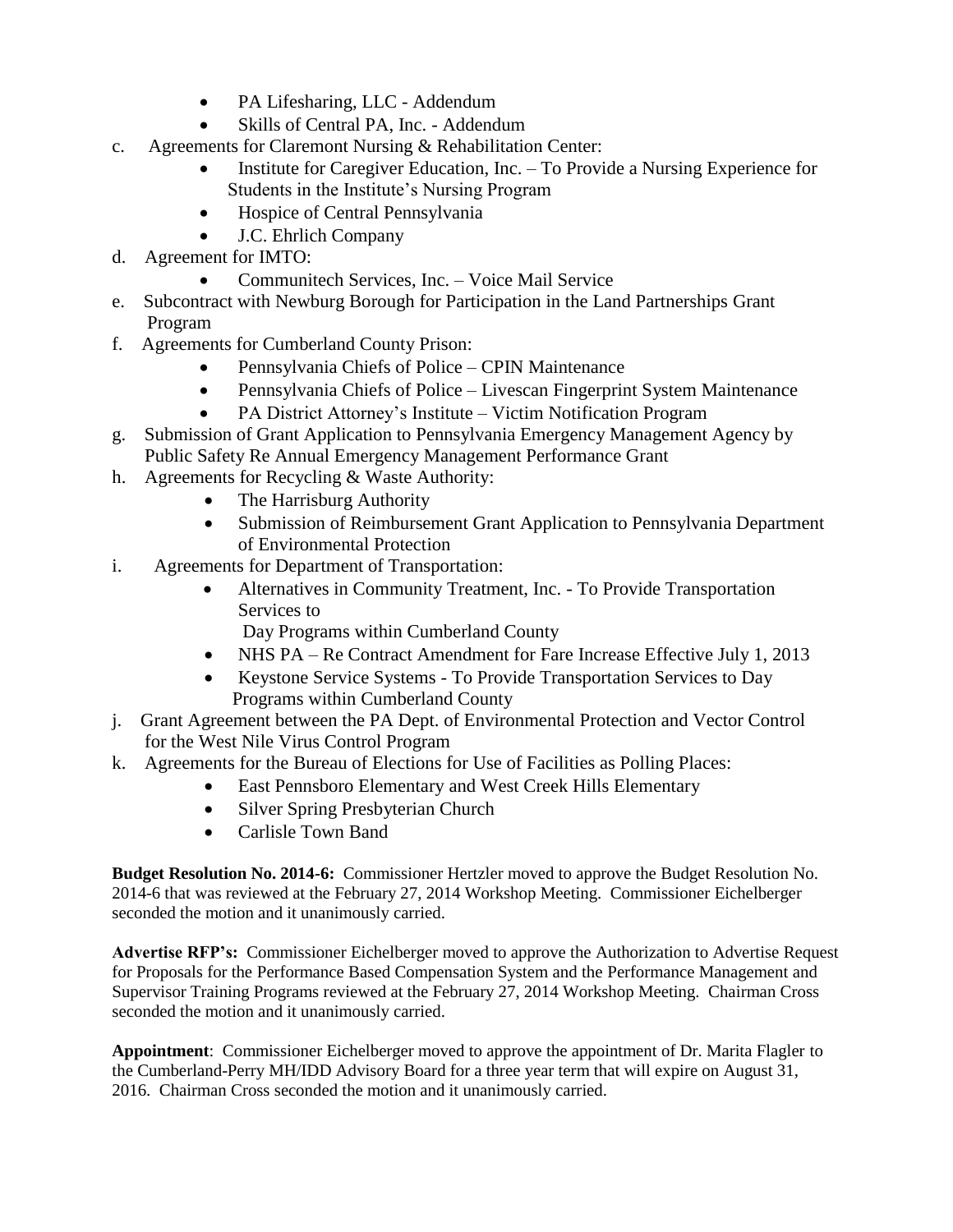- PA Lifesharing, LLC - Addendum
- Skills of Central PA, Inc. - Addendum

c. Agreements for Claremont Nursing & Rehabilitation Center:
  - Institute for Caregiver Education, Inc. – To Provide a Nursing Experience for Students in the Institute's Nursing Program
  - Hospice of Central Pennsylvania
  - J.C. Ehrlich Company

d. Agreement for IMTO:
  - Communitech Services, Inc. – Voice Mail Service

e. Subcontract with Newburg Borough for Participation in the Land Partnerships Grant Program

f. Agreements for Cumberland County Prison:
  - Pennsylvania Chiefs of Police – CPIN Maintenance
  - Pennsylvania Chiefs of Police – Livescan Fingerprint System Maintenance
  - PA District Attorney's Institute – Victim Notification Program

g. Submission of Grant Application to Pennsylvania Emergency Management Agency by Public Safety Re Annual Emergency Management Performance Grant

h. Agreements for Recycling & Waste Authority:
  - The Harrisburg Authority
  - Submission of Reimbursement Grant Application to Pennsylvania Department of Environmental Protection

i. Agreements for Department of Transportation:
  - Alternatives in Community Treatment, Inc. - To Provide Transportation Services to Day Programs within Cumberland County
  - NHS PA – Re Contract Amendment for Fare Increase Effective July 1, 2013
  - Keystone Service Systems - To Provide Transportation Services to Day Programs within Cumberland County

j. Grant Agreement between the PA Dept. of Environmental Protection and Vector Control for the West Nile Virus Control Program

k. Agreements for the Bureau of Elections for Use of Facilities as Polling Places:
  - East Pennsboro Elementary and West Creek Hills Elementary
  - Silver Spring Presbyterian Church
  - Carlisle Town Band

**Budget Resolution No. 2014-6:** Commissioner Hertzler moved to approve the Budget Resolution No. 2014-6 that was reviewed at the February 27, 2014 Workshop Meeting. Commissioner Eichelberger seconded the motion and it unanimously carried.

**Advertise RFP's:** Commissioner Eichelberger moved to approve the Authorization to Advertise Request for Proposals for the Performance Based Compensation System and the Performance Management and Supervisor Training Programs reviewed at the February 27, 2014 Workshop Meeting. Chairman Cross seconded the motion and it unanimously carried.

**Appointment**: Commissioner Eichelberger moved to approve the appointment of Dr. Marita Flagler to the Cumberland-Perry MH/IDD Advisory Board for a three year term that will expire on August 31, 2016. Chairman Cross seconded the motion and it unanimously carried.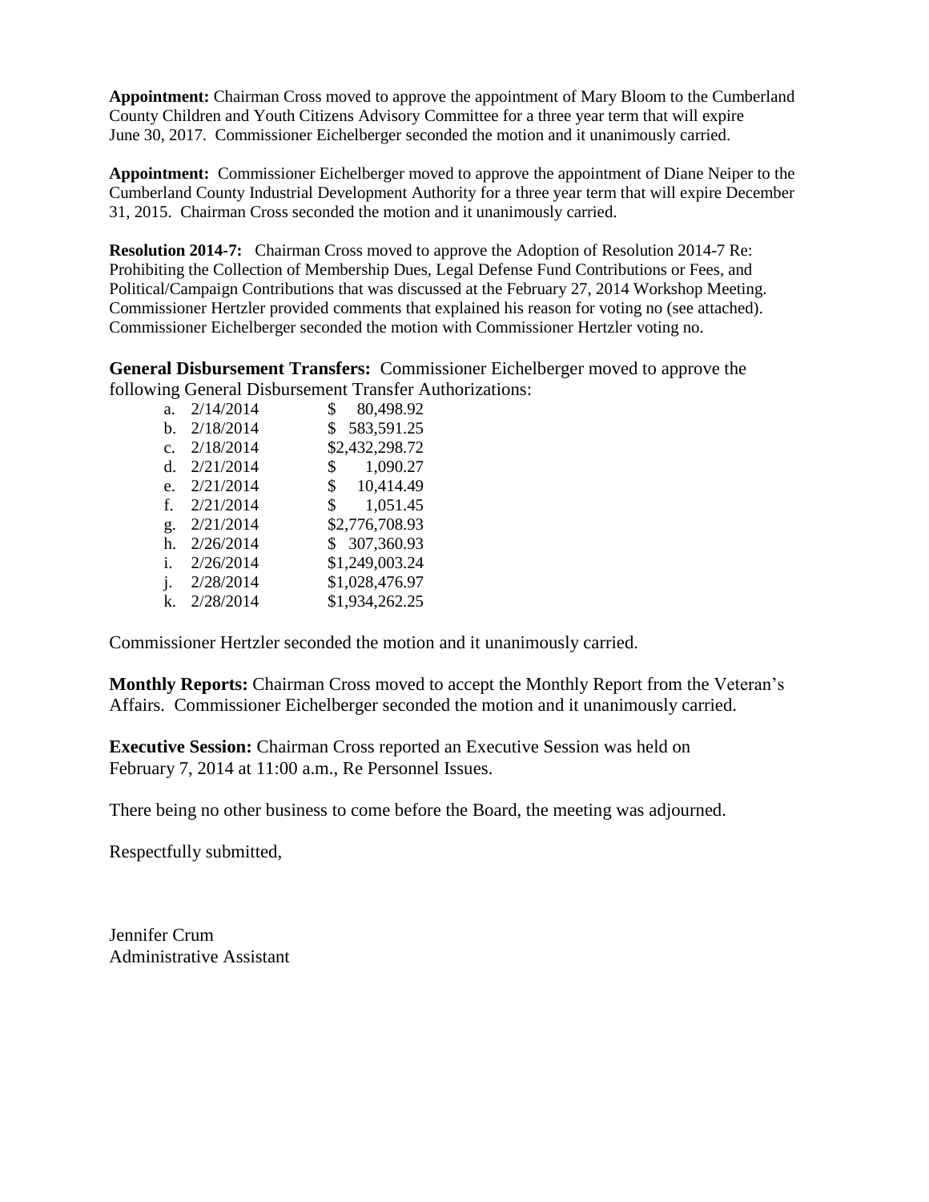**Appointment:** Chairman Cross moved to approve the appointment of Mary Bloom to the Cumberland County Children and Youth Citizens Advisory Committee for a three year term that will expire June 30, 2017. Commissioner Eichelberger seconded the motion and it unanimously carried.

**Appointment:** Commissioner Eichelberger moved to approve the appointment of Diane Neiper to the Cumberland County Industrial Development Authority for a three year term that will expire December 31, 2015. Chairman Cross seconded the motion and it unanimously carried.

**Resolution 2014-7:** Chairman Cross moved to approve the Adoption of Resolution 2014-7 Re: Prohibiting the Collection of Membership Dues, Legal Defense Fund Contributions or Fees, and Political/Campaign Contributions that was discussed at the February 27, 2014 Workshop Meeting. Commissioner Hertzler provided comments that explained his reason for voting no (see attached). Commissioner Eichelberger seconded the motion with Commissioner Hertzler voting no.

**General Disbursement Transfers:** Commissioner Eichelberger moved to approve the following General Disbursement Transfer Authorizations:

| | | |
|---|---|---|
| a. | 2/14/2014 | $ 80,498.92 |
| b. | 2/18/2014 | $ 583,591.25 |
| c. | 2/18/2014 | $2,432,298.72 |
| d. | 2/21/2014 | $ 1,090.27 |
| e. | 2/21/2014 | $ 10,414.49 |
| f. | 2/21/2014 | $ 1,051.45 |
| g. | 2/21/2014 | $2,776,708.93 |
| h. | 2/26/2014 | $ 307,360.93 |
| i. | 2/26/2014 | $1,249,003.24 |
| j. | 2/28/2014 | $1,028,476.97 |
| k. | 2/28/2014 | $1,934,262.25 |

Commissioner Hertzler seconded the motion and it unanimously carried.

**Monthly Reports:** Chairman Cross moved to accept the Monthly Report from the Veteran's Affairs. Commissioner Eichelberger seconded the motion and it unanimously carried.

**Executive Session:** Chairman Cross reported an Executive Session was held on February 7, 2014 at 11:00 a.m., Re Personnel Issues.

There being no other business to come before the Board, the meeting was adjourned.

Respectfully submitted,

Jennifer Crum
Administrative Assistant